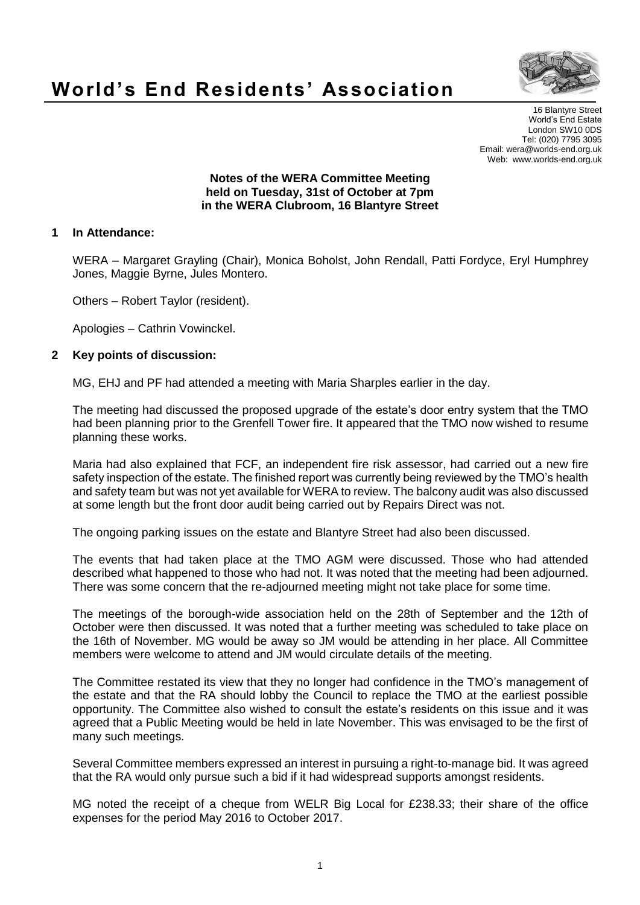# World's End Residents' Association

16 Blantyre Street
World's End Estate
London SW10 0DS
Tel: (020) 7795 3095
Email: wera@worlds-end.org.uk
Web: www.worlds-end.org.uk

**Notes of the WERA Committee Meeting held on Tuesday, 31st of October at 7pm in the WERA Clubroom, 16 Blantyre Street**

## 1 In Attendance:

WERA – Margaret Grayling (Chair), Monica Boholst, John Rendall, Patti Fordyce, Eryl Humphrey Jones, Maggie Byrne, Jules Montero.

Others – Robert Taylor (resident).

Apologies – Cathrin Vowinckel.

## 2 Key points of discussion:

MG, EHJ and PF had attended a meeting with Maria Sharples earlier in the day.

The meeting had discussed the proposed upgrade of the estate's door entry system that the TMO had been planning prior to the Grenfell Tower fire. It appeared that the TMO now wished to resume planning these works.

Maria had also explained that FCF, an independent fire risk assessor, had carried out a new fire safety inspection of the estate. The finished report was currently being reviewed by the TMO's health and safety team but was not yet available for WERA to review. The balcony audit was also discussed at some length but the front door audit being carried out by Repairs Direct was not.

The ongoing parking issues on the estate and Blantyre Street had also been discussed.

The events that had taken place at the TMO AGM were discussed. Those who had attended described what happened to those who had not. It was noted that the meeting had been adjourned. There was some concern that the re-adjourned meeting might not take place for some time.

The meetings of the borough-wide association held on the 28th of September and the 12th of October were then discussed. It was noted that a further meeting was scheduled to take place on the 16th of November. MG would be away so JM would be attending in her place. All Committee members were welcome to attend and JM would circulate details of the meeting.

The Committee restated its view that they no longer had confidence in the TMO's management of the estate and that the RA should lobby the Council to replace the TMO at the earliest possible opportunity. The Committee also wished to consult the estate's residents on this issue and it was agreed that a Public Meeting would be held in late November. This was envisaged to be the first of many such meetings.

Several Committee members expressed an interest in pursuing a right-to-manage bid. It was agreed that the RA would only pursue such a bid if it had widespread supports amongst residents.

MG noted the receipt of a cheque from WELR Big Local for £238.33; their share of the office expenses for the period May 2016 to October 2017.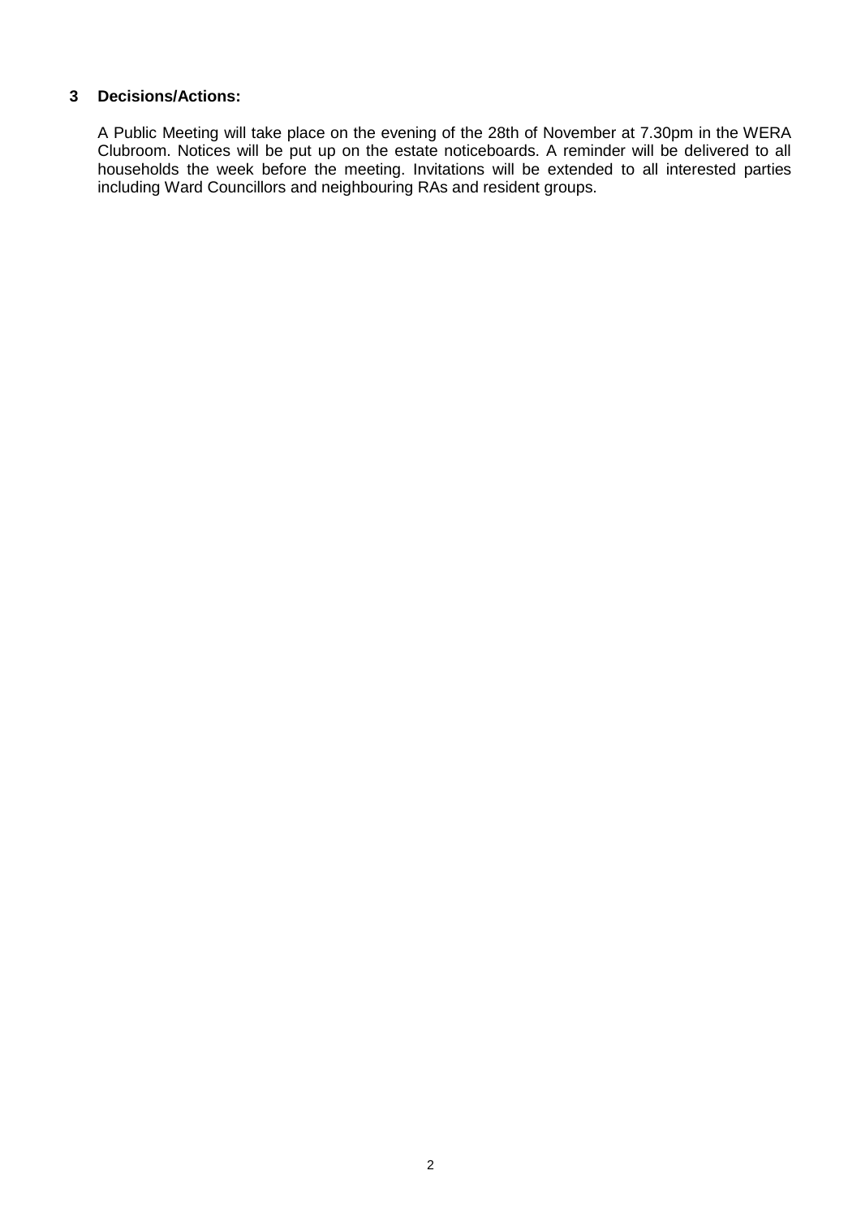## 3 Decisions/Actions:

A Public Meeting will take place on the evening of the 28th of November at 7.30pm in the WERA Clubroom. Notices will be put up on the estate noticeboards. A reminder will be delivered to all households the week before the meeting. Invitations will be extended to all interested parties including Ward Councillors and neighbouring RAs and resident groups.